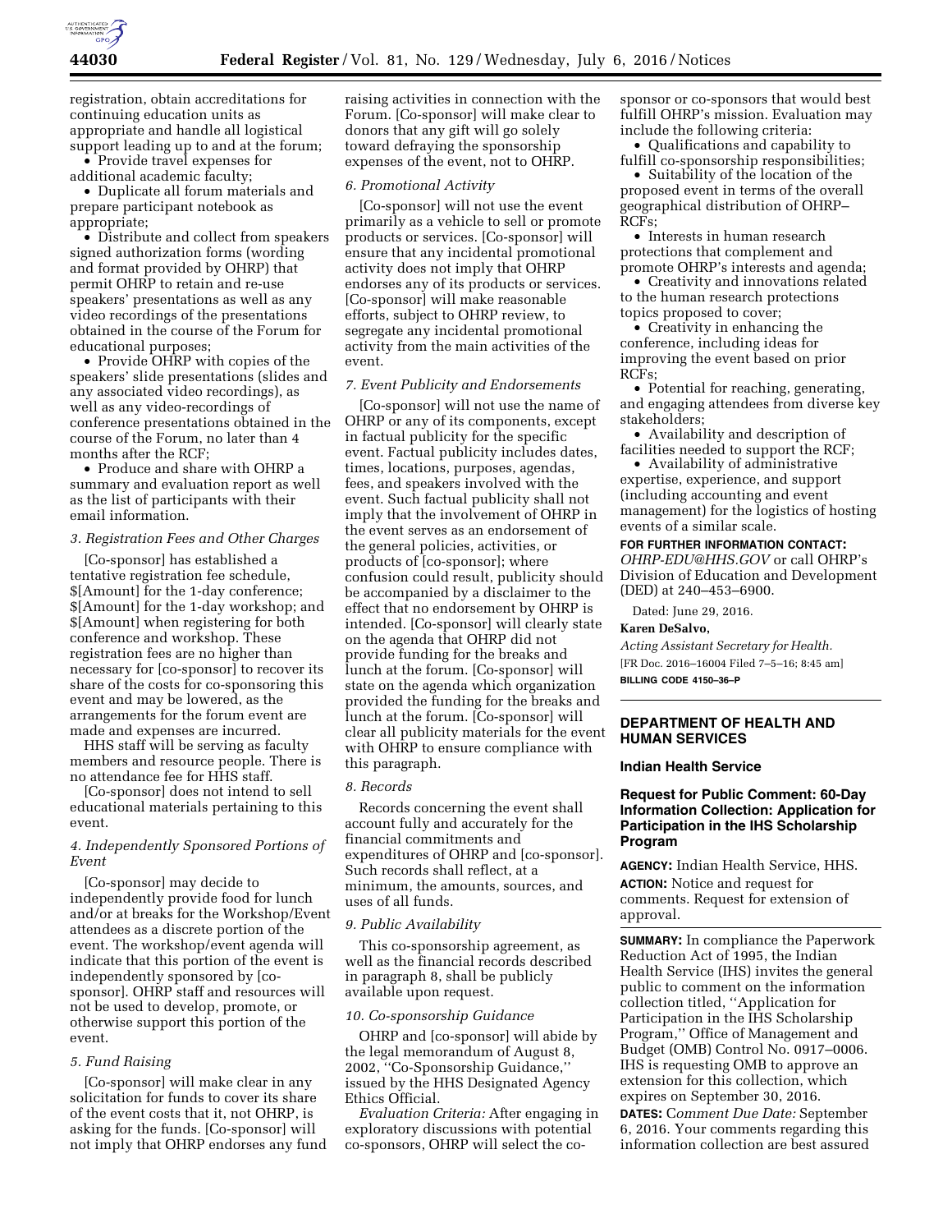registration, obtain accreditations for continuing education units as appropriate and handle all logistical support leading up to and at the forum;

- Provide travel expenses for additional academic faculty;
- Duplicate all forum materials and prepare participant notebook as appropriate;
- Distribute and collect from speakers signed authorization forms (wording and format provided by OHRP) that permit OHRP to retain and re-use speakers' presentations as well as any video recordings of the presentations obtained in the course of the Forum for educational purposes;
- Provide OHRP with copies of the speakers' slide presentations (slides and any associated video recordings), as well as any video-recordings of conference presentations obtained in the course of the Forum, no later than 4 months after the RCF;
- Produce and share with OHRP a summary and evaluation report as well as the list of participants with their email information.

*3. Registration Fees and Other Charges*

[Co-sponsor] has established a tentative registration fee schedule, $[Amount] for the 1-day conference; $[Amount] for the 1-day workshop; and $[Amount] when registering for both conference and workshop. These registration fees are no higher than necessary for [co-sponsor] to recover its share of the costs for co-sponsoring this event and may be lowered, as the arrangements for the forum event are made and expenses are incurred.

HHS staff will be serving as faculty members and resource people. There is no attendance fee for HHS staff.

[Co-sponsor] does not intend to sell educational materials pertaining to this event.

*4. Independently Sponsored Portions of Event*

[Co-sponsor] may decide to independently provide food for lunch and/or at breaks for the Workshop/Event attendees as a discrete portion of the event. The workshop/event agenda will indicate that this portion of the event is independently sponsored by [co-sponsor]. OHRP staff and resources will not be used to develop, promote, or otherwise support this portion of the event.

*5. Fund Raising*

[Co-sponsor] will make clear in any solicitation for funds to cover its share of the event costs that it, not OHRP, is asking for the funds. [Co-sponsor] will not imply that OHRP endorses any fund raising activities in connection with the Forum. [Co-sponsor] will make clear to donors that any gift will go solely toward defraying the sponsorship expenses of the event, not to OHRP.

*6. Promotional Activity*

[Co-sponsor] will not use the event primarily as a vehicle to sell or promote products or services. [Co-sponsor] will ensure that any incidental promotional activity does not imply that OHRP endorses any of its products or services. [Co-sponsor] will make reasonable efforts, subject to OHRP review, to segregate any incidental promotional activity from the main activities of the event.

*7. Event Publicity and Endorsements*

[Co-sponsor] will not use the name of OHRP or any of its components, except in factual publicity for the specific event. Factual publicity includes dates, times, locations, purposes, agendas, fees, and speakers involved with the event. Such factual publicity shall not imply that the involvement of OHRP in the event serves as an endorsement of the general policies, activities, or products of [co-sponsor]; where confusion could result, publicity should be accompanied by a disclaimer to the effect that no endorsement by OHRP is intended. [Co-sponsor] will clearly state on the agenda that OHRP did not provide funding for the breaks and lunch at the forum. [Co-sponsor] will state on the agenda which organization provided the funding for the breaks and lunch at the forum. [Co-sponsor] will clear all publicity materials for the event with OHRP to ensure compliance with this paragraph.

*8. Records*

Records concerning the event shall account fully and accurately for the financial commitments and expenditures of OHRP and [co-sponsor]. Such records shall reflect, at a minimum, the amounts, sources, and uses of all funds.

*9. Public Availability*

This co-sponsorship agreement, as well as the financial records described in paragraph 8, shall be publicly available upon request.

*10. Co-sponsorship Guidance*

OHRP and [co-sponsor] will abide by the legal memorandum of August 8, 2002, ''Co-Sponsorship Guidance,'' issued by the HHS Designated Agency Ethics Official.

*Evaluation Criteria:* After engaging in exploratory discussions with potential co-sponsors, OHRP will select the co-sponsor or co-sponsors that would best fulfill OHRP's mission. Evaluation may include the following criteria:

- Qualifications and capability to fulfill co-sponsorship responsibilities;
- Suitability of the location of the proposed event in terms of the overall geographical distribution of OHRP–RCFs;
- Interests in human research protections that complement and promote OHRP's interests and agenda;
- Creativity and innovations related to the human research protections topics proposed to cover;
- Creativity in enhancing the conference, including ideas for improving the event based on prior RCFs;
- Potential for reaching, generating, and engaging attendees from diverse key stakeholders;
- Availability and description of facilities needed to support the RCF;
- Availability of administrative expertise, experience, and support (including accounting and event management) for the logistics of hosting events of a similar scale.

**FOR FURTHER INFORMATION CONTACT:** *OHRP-EDU@HHS.GOV* or call OHRP's Division of Education and Development (DED) at 240–453–6900.

Dated: June 29, 2016.

**Karen DeSalvo,**

*Acting Assistant Secretary for Health.*

[FR Doc. 2016–16004 Filed 7–5–16; 8:45 am]

**BILLING CODE 4150–36–P**

## DEPARTMENT OF HEALTH AND HUMAN SERVICES

### Indian Health Service

### Request for Public Comment: 60-Day Information Collection: Application for Participation in the IHS Scholarship Program

**AGENCY:** Indian Health Service, HHS.

**ACTION:** Notice and request for comments. Request for extension of approval.

**SUMMARY:** In compliance the Paperwork Reduction Act of 1995, the Indian Health Service (IHS) invites the general public to comment on the information collection titled, ''Application for Participation in the IHS Scholarship Program,'' Office of Management and Budget (OMB) Control No. 0917–0006. IHS is requesting OMB to approve an extension for this collection, which expires on September 30, 2016.

**DATES:** *Comment Due Date:* September 6, 2016. Your comments regarding this information collection are best assured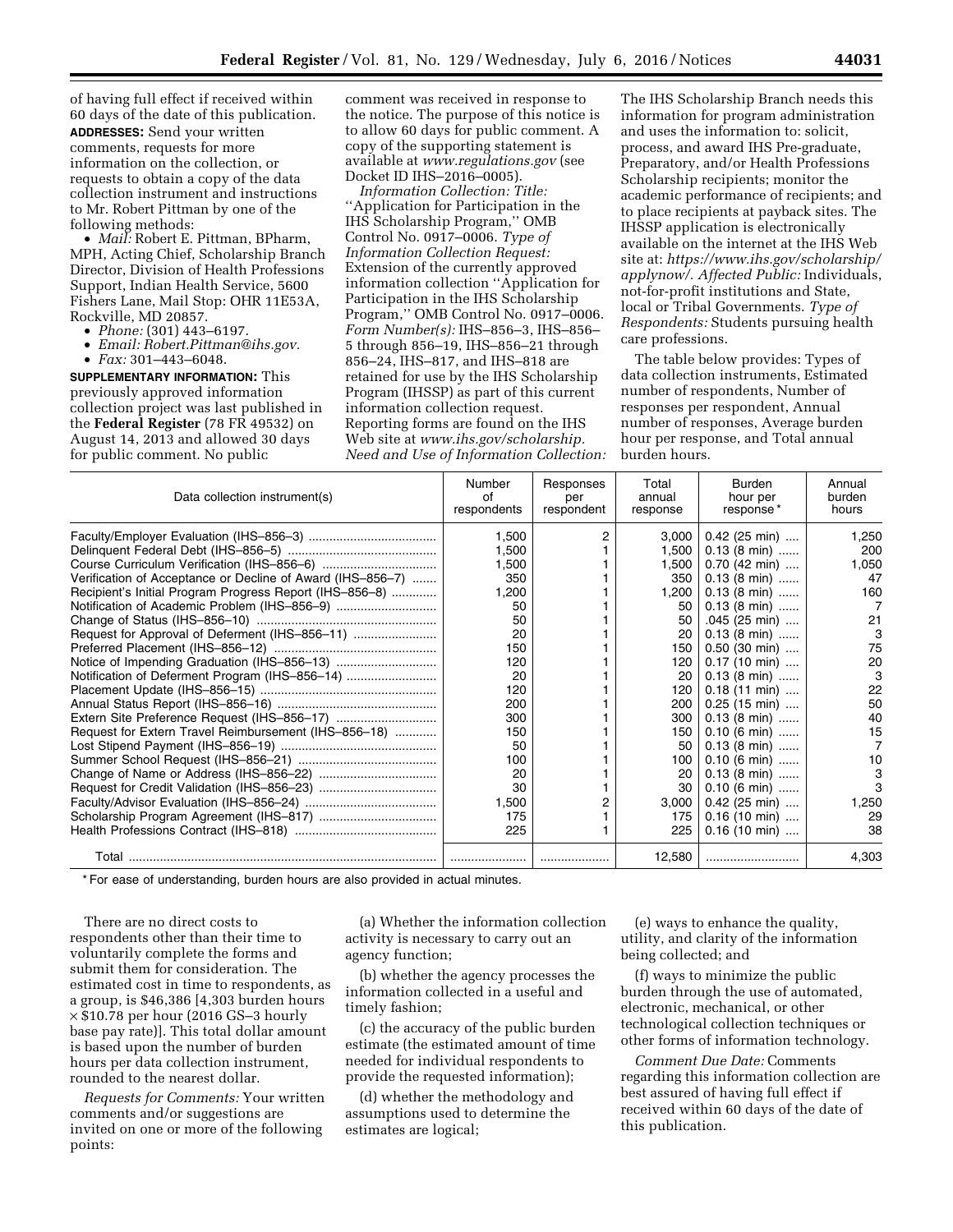of having full effect if received within 60 days of the date of this publication.

**ADDRESSES:** Send your written comments, requests for more information on the collection, or requests to obtain a copy of the data collection instrument and instructions to Mr. Robert Pittman by one of the following methods:

- *Mail:* Robert E. Pittman, BPharm, MPH, Acting Chief, Scholarship Branch Director, Division of Health Professions Support, Indian Health Service, 5600 Fishers Lane, Mail Stop: OHR 11E53A, Rockville, MD 20857.
- *Phone:* (301) 443–6197.
- *Email: Robert.Pittman@ihs.gov.*
- *Fax:* 301–443–6048.

**SUPPLEMENTARY INFORMATION:** This previously approved information collection project was last published in the **Federal Register** (78 FR 49532) on August 14, 2013 and allowed 30 days for public comment. No public comment was received in response to the notice. The purpose of this notice is to allow 60 days for public comment. A copy of the supporting statement is available at *www.regulations.gov* (see Docket ID IHS–2016–0005).

*Information Collection: Title:* ''Application for Participation in the IHS Scholarship Program,'' OMB Control No. 0917–0006. *Type of Information Collection Request:* Extension of the currently approved information collection ''Application for Participation in the IHS Scholarship Program,'' OMB Control No. 0917–0006. *Form Number(s):* IHS–856–3, IHS–856–5 through 856–19, IHS–856–21 through 856–24, IHS–817, and IHS–818 are retained for use by the IHS Scholarship Program (IHSSP) as part of this current information collection request. Reporting forms are found on the IHS Web site at *www.ihs.gov/scholarship. Need and Use of Information Collection:* The IHS Scholarship Branch needs this information for program administration and uses the information to: solicit, process, and award IHS Pre-graduate, Preparatory, and/or Health Professions Scholarship recipients; monitor the academic performance of recipients; and to place recipients at payback sites. The IHSSP application is electronically available on the internet at the IHS Web site at: *https://www.ihs.gov/scholarship/applynow/. Affected Public:* Individuals, not-for-profit institutions and State, local or Tribal Governments. *Type of Respondents:* Students pursuing health care professions.

The table below provides: Types of data collection instruments, Estimated number of respondents, Number of responses per respondent, Annual number of responses, Average burden hour per response, and Total annual burden hours.

| Data collection instrument(s) | Number of respondents | Responses per respondent | Total annual response | Burden hour per response * | Annual burden hours |
|---|---|---|---|---|---|
| Faculty/Employer Evaluation (IHS–856–3) | 1,500 | 2 | 3,000 | 0.42 (25 min) | 1,250 |
| Delinquent Federal Debt (IHS–856–5) | 1,500 | 1 | 1,500 | 0.13 (8 min) | 200 |
| Course Curriculum Verification (IHS–856–6) | 1,500 | 1 | 1,500 | 0.70 (42 min) | 1,050 |
| Verification of Acceptance or Decline of Award (IHS–856–7) | 350 | 1 | 350 | 0.13 (8 min) | 47 |
| Recipient's Initial Program Progress Report (IHS–856–8) | 1,200 | 1 | 1,200 | 0.13 (8 min) | 160 |
| Notification of Academic Problem (IHS–856–9) | 50 | 1 | 50 | 0.13 (8 min) | 7 |
| Change of Status (IHS–856–10) | 50 | 1 | 50 | .045 (25 min) | 21 |
| Request for Approval of Deferment (IHS–856–11) | 20 | 1 | 20 | 0.13 (8 min) | 3 |
| Preferred Placement (IHS–856–12) | 150 | 1 | 150 | 0.50 (30 min) | 75 |
| Notice of Impending Graduation (IHS–856–13) | 120 | 1 | 120 | 0.17 (10 min) | 20 |
| Notification of Deferment Program (IHS–856–14) | 20 | 1 | 20 | 0.13 (8 min) | 3 |
| Placement Update (IHS–856–15) | 120 | 1 | 120 | 0.18 (11 min) | 22 |
| Annual Status Report (IHS–856–16) | 200 | 1 | 200 | 0.25 (15 min) | 50 |
| Extern Site Preference Request (IHS–856–17) | 300 | 1 | 300 | 0.13 (8 min) | 40 |
| Request for Extern Travel Reimbursement (IHS–856–18) | 150 | 1 | 150 | 0.10 (6 min) | 15 |
| Lost Stipend Payment (IHS–856–19) | 50 | 1 | 50 | 0.13 (8 min) | 7 |
| Summer School Request (IHS–856–21) | 100 | 1 | 100 | 0.10 (6 min) | 10 |
| Change of Name or Address (IHS–856–22) | 20 | 1 | 20 | 0.13 (8 min) | 3 |
| Request for Credit Validation (IHS–856–23) | 30 | 1 | 30 | 0.10 (6 min) | 3 |
| Faculty/Advisor Evaluation (IHS–856–24) | 1,500 | 2 | 3,000 | 0.42 (25 min) | 1,250 |
| Scholarship Program Agreement (IHS–817) | 175 | 1 | 175 | 0.16 (10 min) | 29 |
| Health Professions Contract (IHS–818) | 225 | 1 | 225 | 0.16 (10 min) | 38 |
| Total | | | 12,580 | | 4,303 |

* For ease of understanding, burden hours are also provided in actual minutes.

There are no direct costs to respondents other than their time to voluntarily complete the forms and submit them for consideration. The estimated cost in time to respondents, as a group, is $46,386 [4,303 burden hours × $10.78 per hour (2016 GS–3 hourly base pay rate)]. This total dollar amount is based upon the number of burden hours per data collection instrument, rounded to the nearest dollar.

*Requests for Comments:* Your written comments and/or suggestions are invited on one or more of the following points:

(a) Whether the information collection activity is necessary to carry out an agency function;

(b) whether the agency processes the information collected in a useful and timely fashion;

(c) the accuracy of the public burden estimate (the estimated amount of time needed for individual respondents to provide the requested information);

(d) whether the methodology and assumptions used to determine the estimates are logical;

(e) ways to enhance the quality, utility, and clarity of the information being collected; and

(f) ways to minimize the public burden through the use of automated, electronic, mechanical, or other technological collection techniques or other forms of information technology.

*Comment Due Date:* Comments regarding this information collection are best assured of having full effect if received within 60 days of the date of this publication.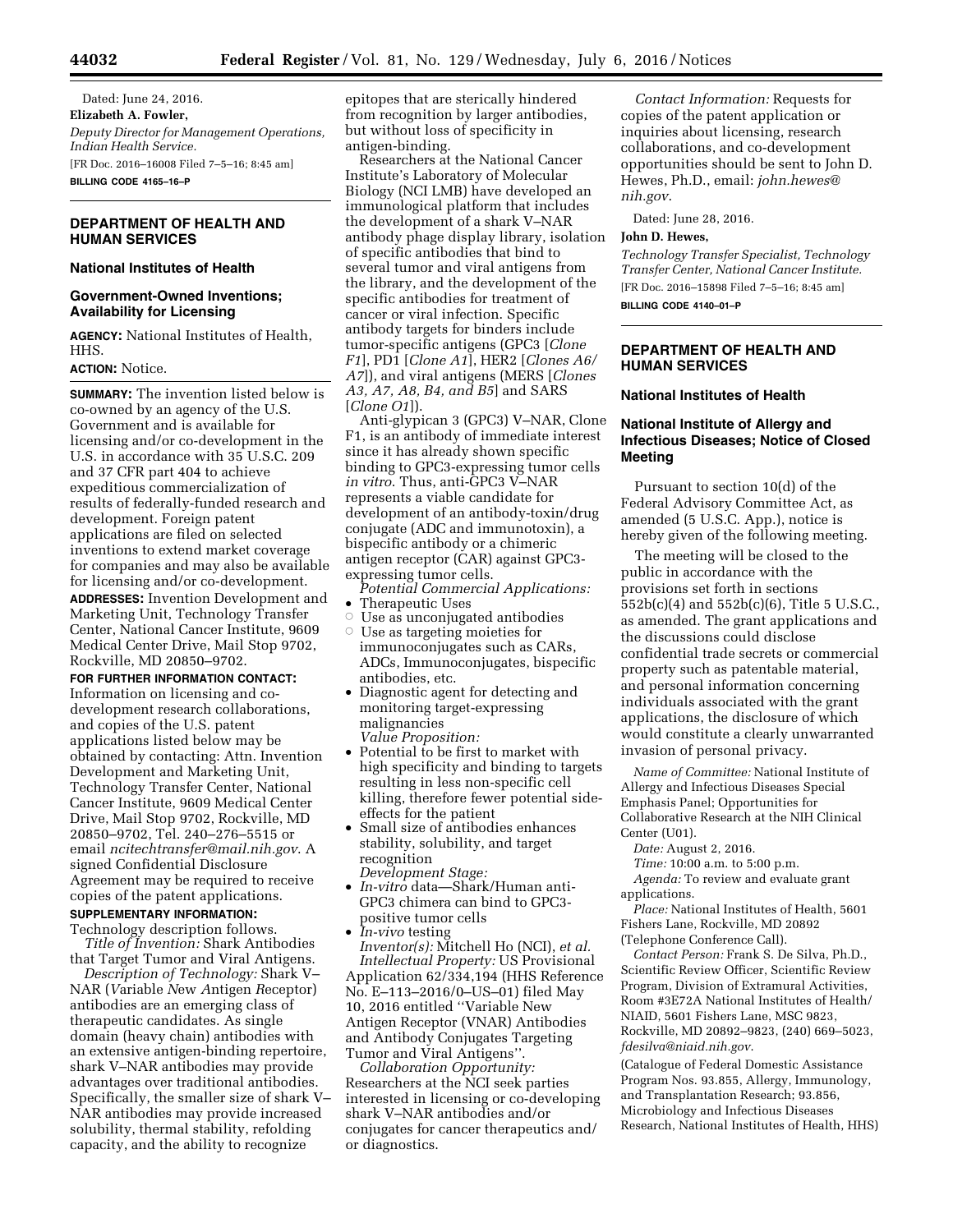Dated: June 24, 2016.

**Elizabeth A. Fowler,**

*Deputy Director for Management Operations, Indian Health Service.*

[FR Doc. 2016–16008 Filed 7–5–16; 8:45 am]

**BILLING CODE 4165–16–P**

## DEPARTMENT OF HEALTH AND HUMAN SERVICES

### National Institutes of Health

### Government-Owned Inventions; Availability for Licensing

**AGENCY:** National Institutes of Health, HHS.

**ACTION:** Notice.

**SUMMARY:** The invention listed below is co-owned by an agency of the U.S. Government and is available for licensing and/or co-development in the U.S. in accordance with 35 U.S.C. 209 and 37 CFR part 404 to achieve expeditious commercialization of results of federally-funded research and development. Foreign patent applications are filed on selected inventions to extend market coverage for companies and may also be available for licensing and/or co-development.

**ADDRESSES:** Invention Development and Marketing Unit, Technology Transfer Center, National Cancer Institute, 9609 Medical Center Drive, Mail Stop 9702, Rockville, MD 20850–9702.

**FOR FURTHER INFORMATION CONTACT:** Information on licensing and co-development research collaborations, and copies of the U.S. patent applications listed below may be obtained by contacting: Attn. Invention Development and Marketing Unit, Technology Transfer Center, National Cancer Institute, 9609 Medical Center Drive, Mail Stop 9702, Rockville, MD 20850–9702, Tel. 240–276–5515 or email *ncitechtransfer@mail.nih.gov*. A signed Confidential Disclosure Agreement may be required to receive copies of the patent applications.

**SUPPLEMENTARY INFORMATION:** Technology description follows.

*Title of Invention:* Shark Antibodies that Target Tumor and Viral Antigens.

*Description of Technology:* Shark V–NAR (*V*ariable *N*ew *A*ntigen *R*eceptor) antibodies are an emerging class of therapeutic candidates. As single domain (heavy chain) antibodies with an extensive antigen-binding repertoire, shark V–NAR antibodies may provide advantages over traditional antibodies. Specifically, the smaller size of shark V–NAR antibodies may provide increased solubility, thermal stability, refolding capacity, and the ability to recognize epitopes that are sterically hindered from recognition by larger antibodies, but without loss of specificity in antigen-binding.

Researchers at the National Cancer Institute's Laboratory of Molecular Biology (NCI LMB) have developed an immunological platform that includes the development of a shark V–NAR antibody phage display library, isolation of specific antibodies that bind to several tumor and viral antigens from the library, and the development of the specific antibodies for treatment of cancer or viral infection. Specific antibody targets for binders include tumor-specific antigens (GPC3 [*Clone F1*], PD1 [*Clone A1*], HER2 [*Clones A6/A7*]), and viral antigens (MERS [*Clones A3, A7, A8, B4, and B5*] and SARS [*Clone O1*]).

Anti-glypican 3 (GPC3) V–NAR, Clone F1, is an antibody of immediate interest since it has already shown specific binding to GPC3-expressing tumor cells *in vitro*. Thus, anti-GPC3 V–NAR represents a viable candidate for development of an antibody-toxin/drug conjugate (ADC and immunotoxin), a bispecific antibody or a chimeric antigen receptor (CAR) against GPC3-expressing tumor cells.

*Potential Commercial Applications:*

- Therapeutic Uses
  - Use as unconjugated antibodies
  - Use as targeting moieties for immunoconjugates such as CARs, ADCs, Immunoconjugates, bispecific antibodies, etc.
- Diagnostic agent for detecting and monitoring target-expressing malignancies

*Value Proposition:*

- Potential to be first to market with high specificity and binding to targets resulting in less non-specific cell killing, therefore fewer potential side-effects for the patient
- Small size of antibodies enhances stability, solubility, and target recognition

*Development Stage:*

- *In-vitro* data—Shark/Human anti-GPC3 chimera can bind to GPC3-positive tumor cells
- *In-vivo* testing

*Inventor(s):* Mitchell Ho (NCI), *et al.*

*Intellectual Property:* US Provisional Application 62/334,194 (HHS Reference No. E–113–2016/0–US–01) filed May 10, 2016 entitled ''Variable New Antigen Receptor (VNAR) Antibodies and Antibody Conjugates Targeting Tumor and Viral Antigens''.

*Collaboration Opportunity:* Researchers at the NCI seek parties interested in licensing or co-developing shark V–NAR antibodies and/or conjugates for cancer therapeutics and/or diagnostics.

*Contact Information:* Requests for copies of the patent application or inquiries about licensing, research collaborations, and co-development opportunities should be sent to John D. Hewes, Ph.D., email: *john.hewes@nih.gov*.

Dated: June 28, 2016.

**John D. Hewes,**

*Technology Transfer Specialist, Technology Transfer Center, National Cancer Institute.*

[FR Doc. 2016–15898 Filed 7–5–16; 8:45 am]

**BILLING CODE 4140–01–P**

## DEPARTMENT OF HEALTH AND HUMAN SERVICES

### National Institutes of Health

### National Institute of Allergy and Infectious Diseases; Notice of Closed Meeting

Pursuant to section 10(d) of the Federal Advisory Committee Act, as amended (5 U.S.C. App.), notice is hereby given of the following meeting.

The meeting will be closed to the public in accordance with the provisions set forth in sections 552b(c)(4) and 552b(c)(6), Title 5 U.S.C., as amended. The grant applications and the discussions could disclose confidential trade secrets or commercial property such as patentable material, and personal information concerning individuals associated with the grant applications, the disclosure of which would constitute a clearly unwarranted invasion of personal privacy.

*Name of Committee:* National Institute of Allergy and Infectious Diseases Special Emphasis Panel; Opportunities for Collaborative Research at the NIH Clinical Center (U01).

*Date:* August 2, 2016.

*Time:* 10:00 a.m. to 5:00 p.m.

*Agenda:* To review and evaluate grant applications.

*Place:* National Institutes of Health, 5601 Fishers Lane, Rockville, MD 20892 (Telephone Conference Call).

*Contact Person:* Frank S. De Silva, Ph.D., Scientific Review Officer, Scientific Review Program, Division of Extramural Activities, Room #3E72A National Institutes of Health/NIAID, 5601 Fishers Lane, MSC 9823, Rockville, MD 20892–9823, (240) 669–5023, *fdesilva@niaid.nih.gov*.

(Catalogue of Federal Domestic Assistance Program Nos. 93.855, Allergy, Immunology, and Transplantation Research; 93.856, Microbiology and Infectious Diseases Research, National Institutes of Health, HHS)